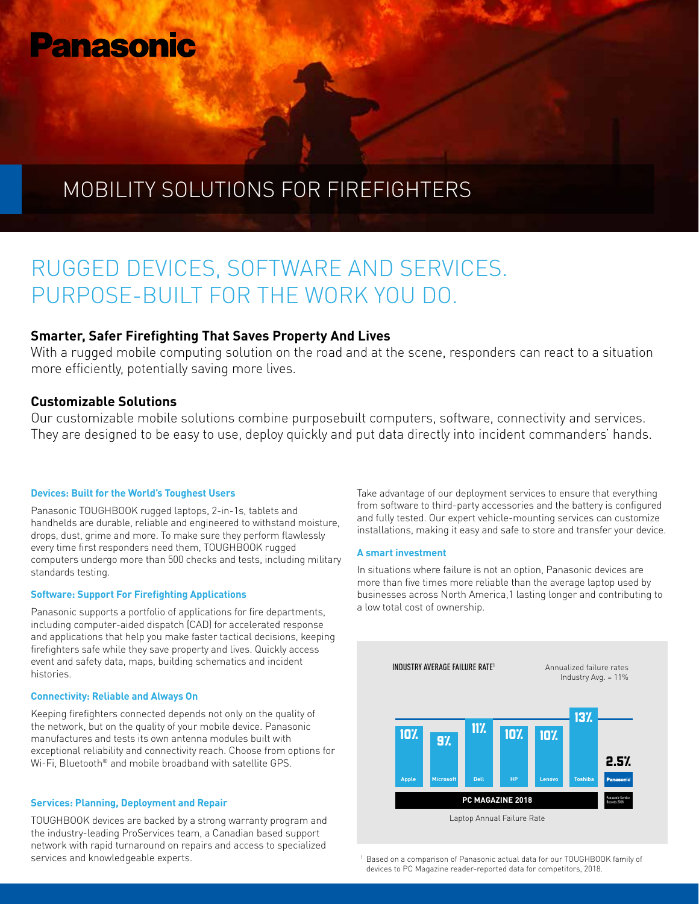Panasonic

# MOBILITY SOLUTIONS FOR FIREFIGHTERS

## RUGGED DEVICES, SOFTWARE AND SERVICES. PURPOSE-BUILT FOR THE WORK YOU DO.

### Smarter, Safer Firefighting That Saves Property And Lives

With a rugged mobile computing solution on the road and at the scene, responders can react to a situation more efficiently, potentially saving more lives.

### Customizable Solutions

Our customizable mobile solutions combine purposebuilt computers, software, connectivity and services. They are designed to be easy to use, deploy quickly and put data directly into incident commanders' hands.

#### Devices: Built for the World's Toughest Users

Panasonic TOUGHBOOK rugged laptops, 2-in-1s, tablets and handhelds are durable, reliable and engineered to withstand moisture, drops, dust, grime and more. To make sure they perform flawlessly every time first responders need them, TOUGHBOOK rugged computers undergo more than 500 checks and tests, including military standards testing.

#### Software: Support For Firefighting Applications

Panasonic supports a portfolio of applications for fire departments, including computer-aided dispatch (CAD) for accelerated response and applications that help you make faster tactical decisions, keeping firefighters safe while they save property and lives. Quickly access event and safety data, maps, building schematics and incident histories.

#### Connectivity: Reliable and Always On

Keeping firefighters connected depends not only on the quality of the network, but on the quality of your mobile device. Panasonic manufactures and tests its own antenna modules built with exceptional reliability and connectivity reach. Choose from options for Wi-Fi, Bluetooth® and mobile broadband with satellite GPS.

#### Services: Planning, Deployment and Repair

TOUGHBOOK devices are backed by a strong warranty program and the industry-leading ProServices team, a Canadian based support network with rapid turnaround on repairs and access to specialized services and knowledgeable experts.

Take advantage of our deployment services to ensure that everything from software to third-party accessories and the battery is configured and fully tested. Our expert vehicle-mounting services can customize installations, making it easy and safe to store and transfer your device.

#### A smart investment

In situations where failure is not an option, Panasonic devices are more than five times more reliable than the average laptop used by businesses across North America,1 lasting longer and contributing to a low total cost of ownership.

**INDUSTRY AVERAGE FAILURE RATE[1]**

Annualized failure rates
Industry Avg. = 11%

| Apple | Microsoft | Dell | HP | Lenovo | Toshiba | Panasonic |
|---|---|---|---|---|---|---|
| 10% | 9% | 11% | 10% | 10% | 13% | 2.5% |

PC MAGAZINE 2018 (Apple–Toshiba); Panasonic Service Records 2018 (Panasonic)

Laptop Annual Failure Rate

[1] Based on a comparison of Panasonic actual data for our TOUGHBOOK family of devices to PC Magazine reader-reported data for competitors, 2018.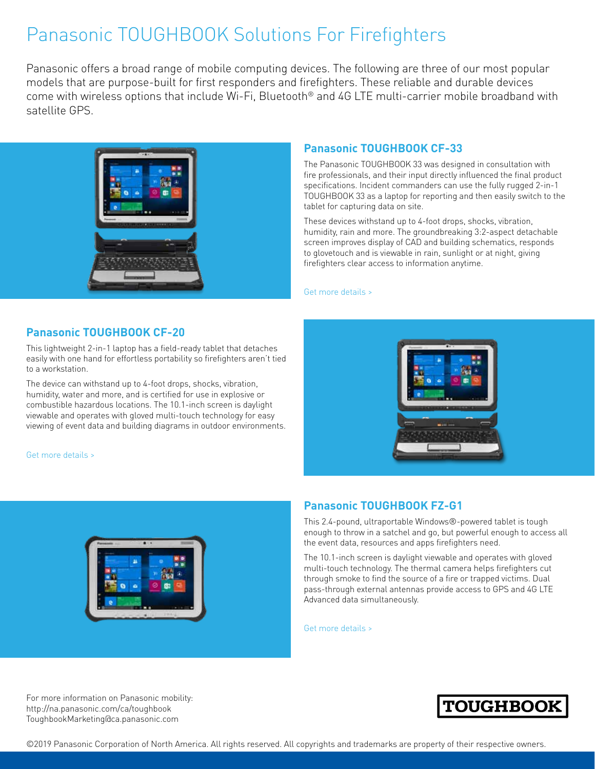# Panasonic TOUGHBOOK Solutions For Firefighters

Panasonic offers a broad range of mobile computing devices. The following are three of our most popular models that are purpose-built for first responders and firefighters. These reliable and durable devices come with wireless options that include Wi-Fi, Bluetooth® and 4G LTE multi-carrier mobile broadband with satellite GPS.

## Panasonic TOUGHBOOK CF-33

The Panasonic TOUGHBOOK 33 was designed in consultation with fire professionals, and their input directly influenced the final product specifications. Incident commanders can use the fully rugged 2-in-1 TOUGHBOOK 33 as a laptop for reporting and then easily switch to the tablet for capturing data on site.

These devices withstand up to 4-foot drops, shocks, vibration, humidity, rain and more. The groundbreaking 3:2-aspect detachable screen improves display of CAD and building schematics, responds to glovetouch and is viewable in rain, sunlight or at night, giving firefighters clear access to information anytime.

Get more details >

## Panasonic TOUGHBOOK CF-20

This lightweight 2-in-1 laptop has a field-ready tablet that detaches easily with one hand for effortless portability so firefighters aren't tied to a workstation.

The device can withstand up to 4-foot drops, shocks, vibration, humidity, water and more, and is certified for use in explosive or combustible hazardous locations. The 10.1-inch screen is daylight viewable and operates with gloved multi-touch technology for easy viewing of event data and building diagrams in outdoor environments.

Get more details >

## Panasonic TOUGHBOOK FZ-G1

This 2.4-pound, ultraportable Windows®-powered tablet is tough enough to throw in a satchel and go, but powerful enough to access all the event data, resources and apps firefighters need.

The 10.1-inch screen is daylight viewable and operates with gloved multi-touch technology. The thermal camera helps firefighters cut through smoke to find the source of a fire or trapped victims. Dual pass-through external antennas provide access to GPS and 4G LTE Advanced data simultaneously.

Get more details >

For more information on Panasonic mobility:
http://na.panasonic.com/ca/toughbook
ToughbookMarketing@ca.panasonic.com

TOUGHBOOK

©2019 Panasonic Corporation of North America. All rights reserved. All copyrights and trademarks are property of their respective owners.